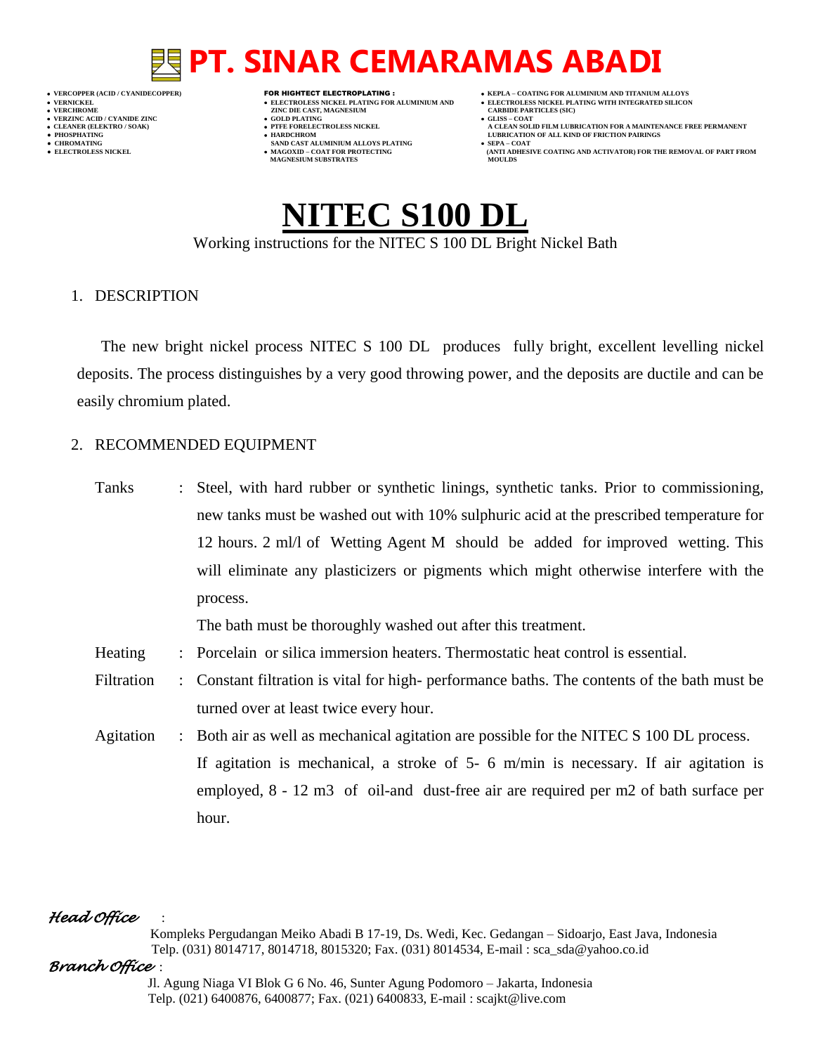# PT. SINAR CEMARAMAS ABADI

- VERCOPPER (ACID / CYANIDECOPPER)
- VERNICKEL
- VERCHROME
- VERZINC ACID / CYANIDE ZINC
- CLEANER (ELEKTRO / SOAK)
- PHOSPHATING
- CHROMATING
- ELECTROLESS NICKEL

**FOR HIGHTECT ELECTROPLATING :**

- ELECTROLESS NICKEL PLATING FOR ALUMINIUM AND ZINC DIE CAST, MAGNESIUM
- GOLD PLATING
- PTFE FORELECTROLESS NICKEL
- HARDCHROM SAND CAST ALUMINIUM ALLOYS PLATING
- MAGOXID – COAT FOR PROTECTING MAGNESIUM SUBSTRATES

- KEPLA – COATING FOR ALUMINIUM AND TITANIUM ALLOYS
- ELECTROLESS NICKEL PLATING WITH INTEGRATED SILICON CARBIDE PARTICLES (SIC)
- GLISS – COAT A CLEAN SOLID FILM LUBRICATION FOR A MAINTENANCE FREE PERMANENT LUBRICATION OF ALL KIND OF FRICTION PAIRINGS
- SEPA – COAT (ANTI ADHESIVE COATING AND ACTIVATOR) FOR THE REMOVAL OF PART FROM MOULDS

# NITEC S100 DL

Working instructions for the NITEC S 100 DL Bright Nickel Bath

## 1. DESCRIPTION

The new bright nickel process NITEC S 100 DL produces fully bright, excellent levelling nickel deposits. The process distinguishes by a very good throwing power, and the deposits are ductile and can be easily chromium plated.

## 2. RECOMMENDED EQUIPMENT

Tanks : Steel, with hard rubber or synthetic linings, synthetic tanks. Prior to commissioning, new tanks must be washed out with 10% sulphuric acid at the prescribed temperature for 12 hours. 2 ml/l of Wetting Agent M should be added for improved wetting. This will eliminate any plasticizers or pigments which might otherwise interfere with the process.

The bath must be thoroughly washed out after this treatment.

Heating : Porcelain or silica immersion heaters. Thermostatic heat control is essential.

Filtration : Constant filtration is vital for high- performance baths. The contents of the bath must be turned over at least twice every hour.

Agitation : Both air as well as mechanical agitation are possible for the NITEC S 100 DL process. If agitation is mechanical, a stroke of 5- 6 m/min is necessary. If air agitation is employed, 8 - 12 m3 of oil-and dust-free air are required per m2 of bath surface per hour.

*Head Office* :

Kompleks Pergudangan Meiko Abadi B 17-19, Ds. Wedi, Kec. Gedangan – Sidoarjo, East Java, Indonesia
Telp. (031) 8014717, 8014718, 8015320; Fax. (031) 8014534, E-mail : sca_sda@yahoo.co.id

*Branch Office* :

Jl. Agung Niaga VI Blok G 6 No. 46, Sunter Agung Podomoro – Jakarta, Indonesia
Telp. (021) 6400876, 6400877; Fax. (021) 6400833, E-mail : scajkt@live.com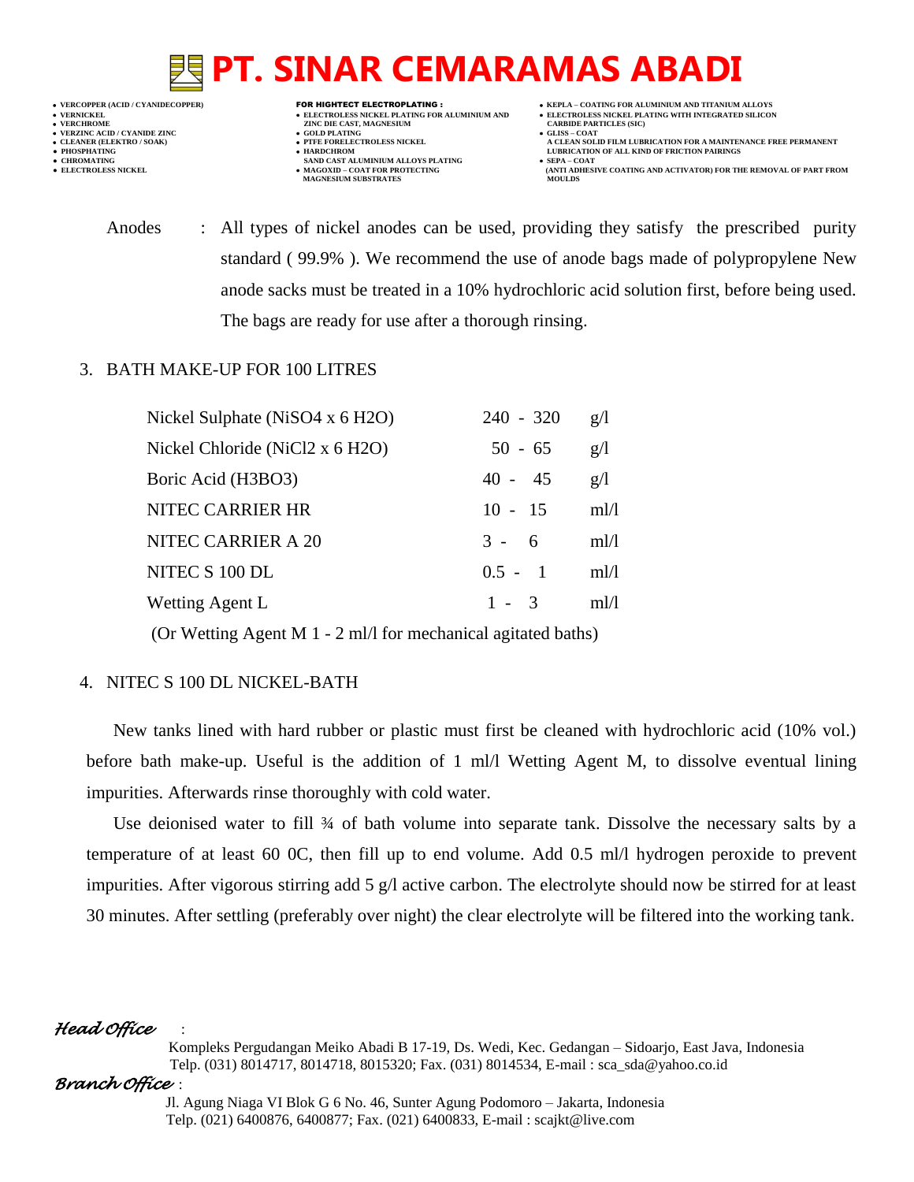Anodes : All types of nickel anodes can be used, providing they satisfy the prescribed purity standard ( 99.9% ). We recommend the use of anode bags made of polypropylene New anode sacks must be treated in a 10% hydrochloric acid solution first, before being used. The bags are ready for use after a thorough rinsing.

## 3. BATH MAKE-UP FOR 100 LITRES

| | | |
|---|---|---|
| Nickel Sulphate ($NiSO_4 \times 6 H_2O$) | 240 - 320 | g/l |
| Nickel Chloride ($NiCl_2 \times 6 H_2O$) | 50 - 65 | g/l |
| Boric Acid ($H_3BO_3$) | 40 - 45 | g/l |
| NITEC CARRIER HR | 10 - 15 | ml/l |
| NITEC CARRIER A 20 | 3 - 6 | ml/l |
| NITEC S 100 DL | 0.5 - 1 | ml/l |
| Wetting Agent L | 1 - 3 | ml/l |

(Or Wetting Agent M 1 - 2 ml/l for mechanical agitated baths)

## 4. NITEC S 100 DL NICKEL-BATH

New tanks lined with hard rubber or plastic must first be cleaned with hydrochloric acid (10% vol.) before bath make-up. Useful is the addition of 1 ml/l Wetting Agent M, to dissolve eventual lining impurities. Afterwards rinse thoroughly with cold water.

Use deionised water to fill ¾ of bath volume into separate tank. Dissolve the necessary salts by a temperature of at least 60 0C, then fill up to end volume. Add 0.5 ml/l hydrogen peroxide to prevent impurities. After vigorous stirring add 5 g/l active carbon. The electrolyte should now be stirred for at least 30 minutes. After settling (preferably over night) the clear electrolyte will be filtered into the working tank.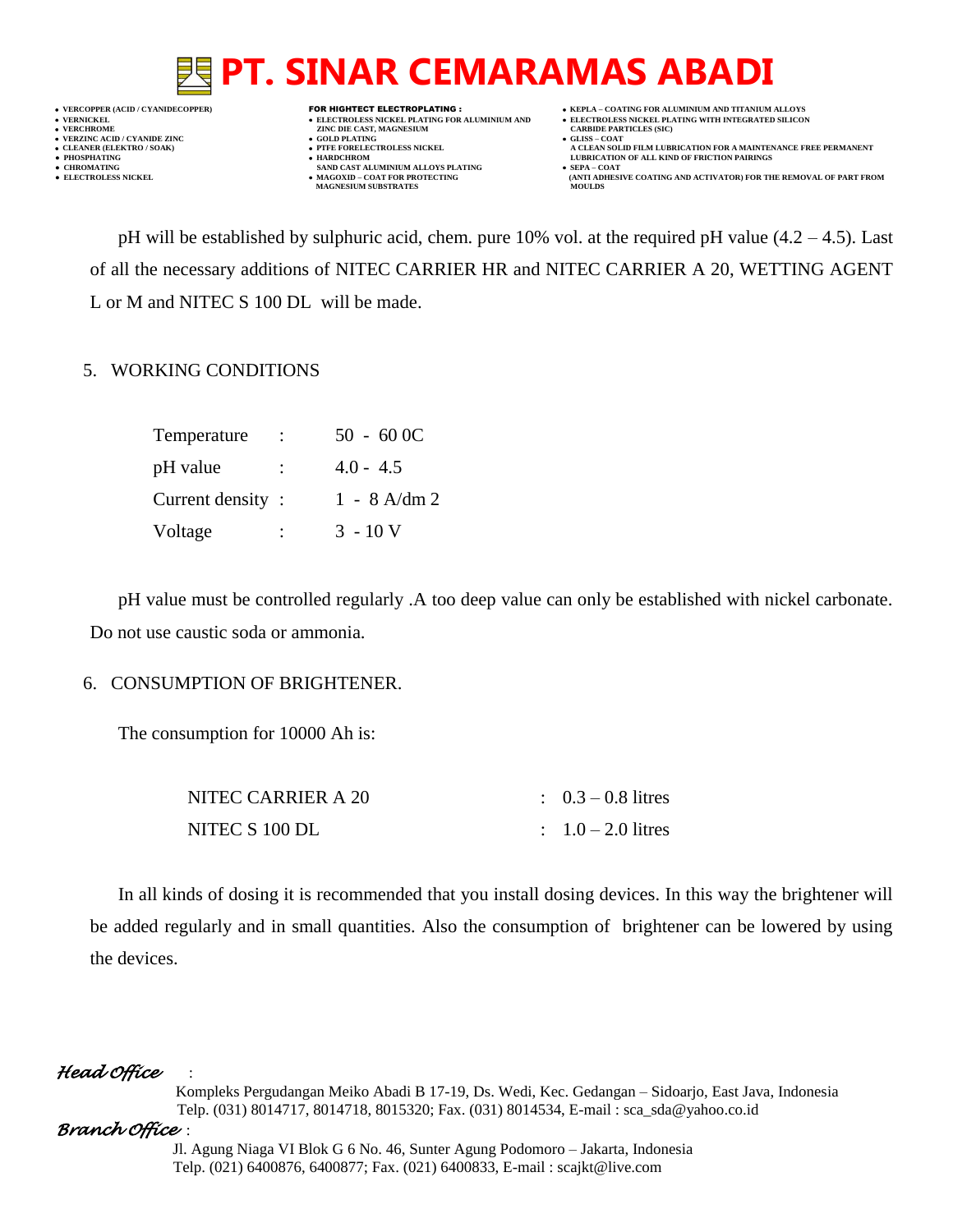pH will be established by sulphuric acid, chem. pure 10% vol. at the required pH value (4.2 – 4.5). Last of all the necessary additions of NITEC CARRIER HR and NITEC CARRIER A 20, WETTING AGENT L or M and NITEC S 100 DL will be made.

5. WORKING CONDITIONS

| | | |
|---|---|---|
| Temperature | : | 50 - 60 0C |
| pH value | : | 4.0 - 4.5 |
| Current density | : | 1 - 8 A/dm 2 |
| Voltage | : | 3 - 10 V |

pH value must be controlled regularly .A too deep value can only be established with nickel carbonate. Do not use caustic soda or ammonia.

6. CONSUMPTION OF BRIGHTENER.

The consumption for 10000 Ah is:

| | | |
|---|---|---|
| NITEC CARRIER A 20 | : | 0.3 – 0.8 litres |
| NITEC S 100 DL | : | 1.0 – 2.0 litres |

In all kinds of dosing it is recommended that you install dosing devices. In this way the brightener will be added regularly and in small quantities. Also the consumption of brightener can be lowered by using the devices.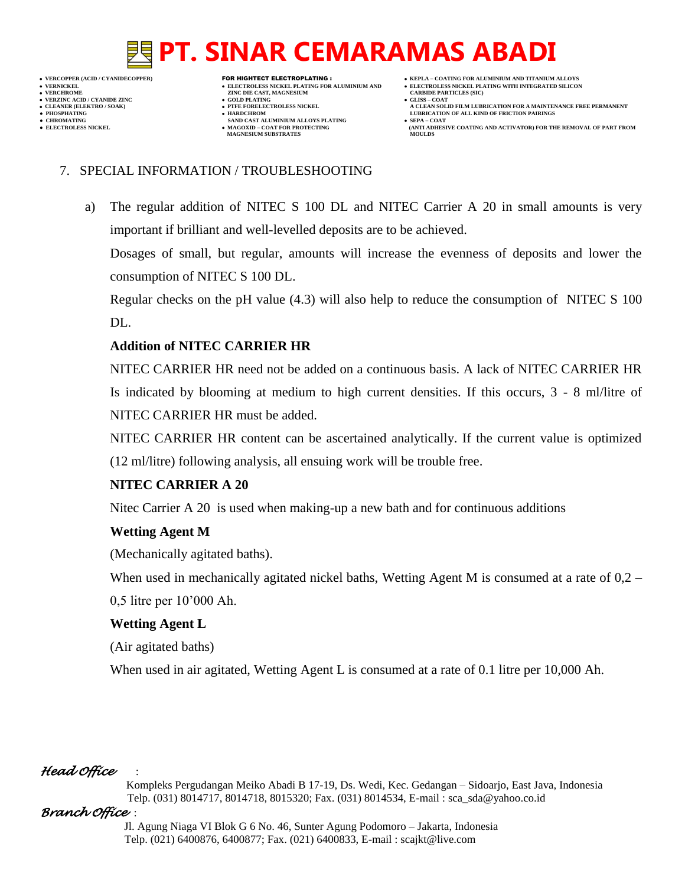7. SPECIAL INFORMATION / TROUBLESHOOTING

a) The regular addition of NITEC S 100 DL and NITEC Carrier A 20 in small amounts is very important if brilliant and well-levelled deposits are to be achieved.

Dosages of small, but regular, amounts will increase the evenness of deposits and lower the consumption of NITEC S 100 DL.

Regular checks on the pH value (4.3) will also help to reduce the consumption of NITEC S 100 DL.

**Addition of NITEC CARRIER HR**

NITEC CARRIER HR need not be added on a continuous basis. A lack of NITEC CARRIER HR Is indicated by blooming at medium to high current densities. If this occurs, 3 - 8 ml/litre of NITEC CARRIER HR must be added.

NITEC CARRIER HR content can be ascertained analytically. If the current value is optimized (12 ml/litre) following analysis, all ensuing work will be trouble free.

**NITEC CARRIER A 20**

Nitec Carrier A 20 is used when making-up a new bath and for continuous additions

**Wetting Agent M**

(Mechanically agitated baths).

When used in mechanically agitated nickel baths, Wetting Agent M is consumed at a rate of 0,2 – 0,5 litre per 10’000 Ah.

**Wetting Agent L**

(Air agitated baths)

When used in air agitated, Wetting Agent L is consumed at a rate of 0.1 litre per 10,000 Ah.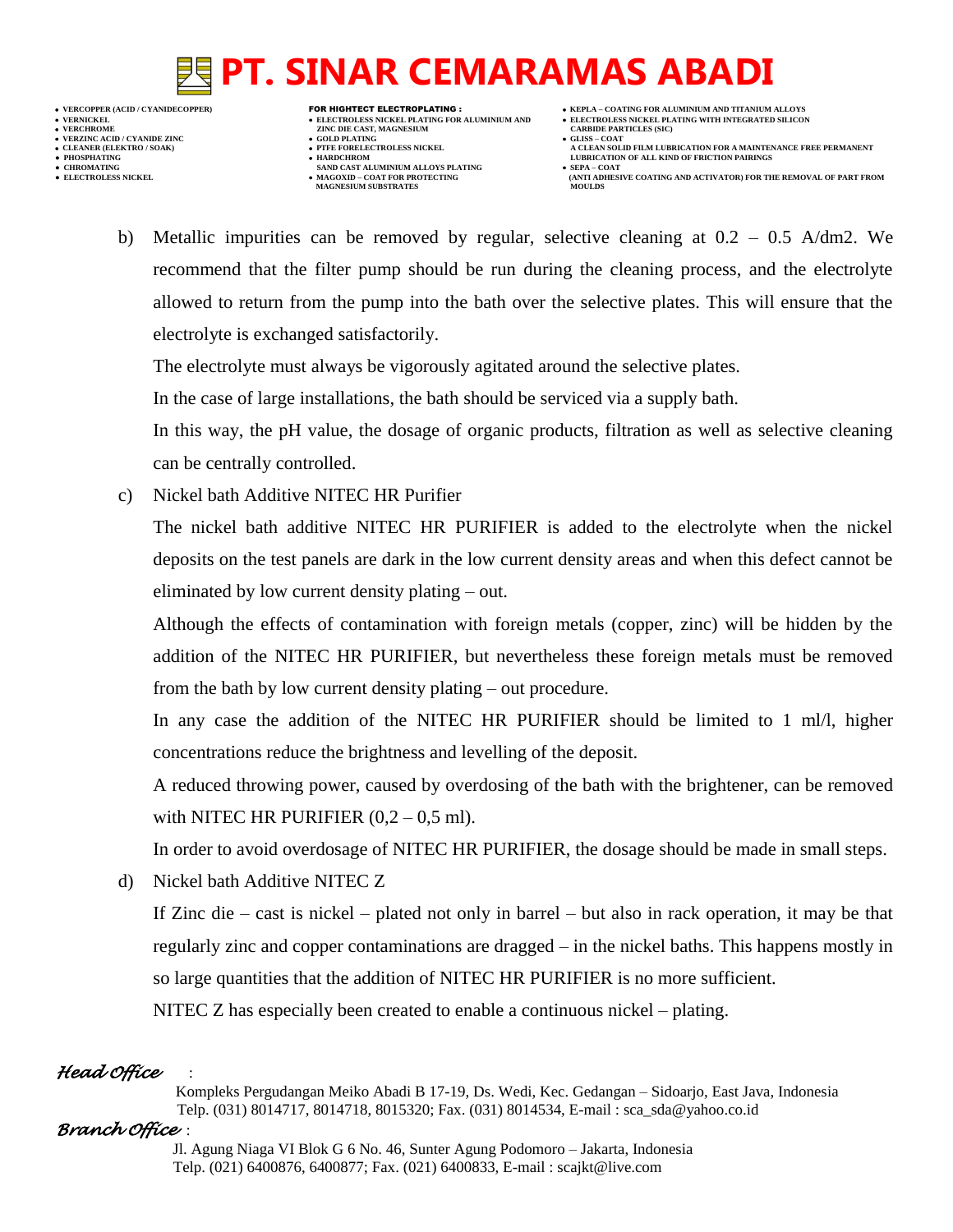b) Metallic impurities can be removed by regular, selective cleaning at 0.2 – 0.5 A/dm2. We recommend that the filter pump should be run during the cleaning process, and the electrolyte allowed to return from the pump into the bath over the selective plates. This will ensure that the electrolyte is exchanged satisfactorily.

   The electrolyte must always be vigorously agitated around the selective plates.

   In the case of large installations, the bath should be serviced via a supply bath.

   In this way, the pH value, the dosage of organic products, filtration as well as selective cleaning can be centrally controlled.

c) Nickel bath Additive NITEC HR Purifier

   The nickel bath additive NITEC HR PURIFIER is added to the electrolyte when the nickel deposits on the test panels are dark in the low current density areas and when this defect cannot be eliminated by low current density plating – out.

   Although the effects of contamination with foreign metals (copper, zinc) will be hidden by the addition of the NITEC HR PURIFIER, but nevertheless these foreign metals must be removed from the bath by low current density plating – out procedure.

   In any case the addition of the NITEC HR PURIFIER should be limited to 1 ml/l, higher concentrations reduce the brightness and levelling of the deposit.

   A reduced throwing power, caused by overdosing of the bath with the brightener, can be removed with NITEC HR PURIFIER (0,2 – 0,5 ml).

   In order to avoid overdosage of NITEC HR PURIFIER, the dosage should be made in small steps.

d) Nickel bath Additive NITEC Z

   If Zinc die – cast is nickel – plated not only in barrel – but also in rack operation, it may be that regularly zinc and copper contaminations are dragged – in the nickel baths. This happens mostly in so large quantities that the addition of NITEC HR PURIFIER is no more sufficient.

   NITEC Z has especially been created to enable a continuous nickel – plating.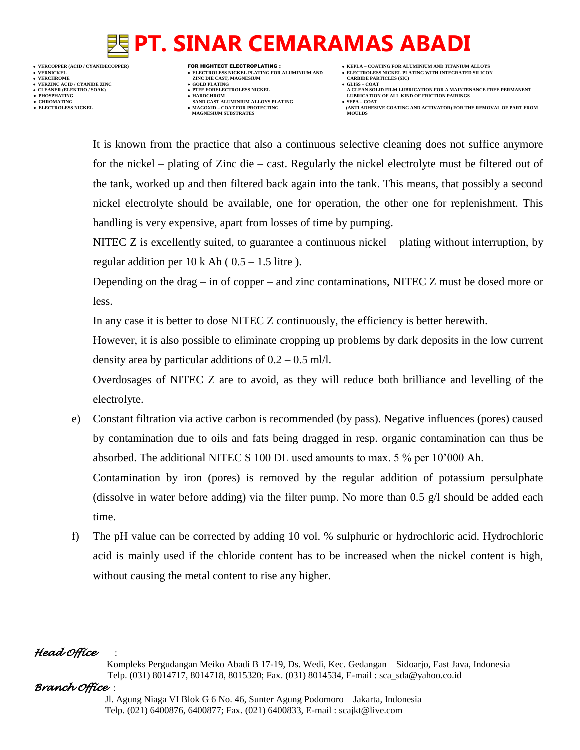It is known from the practice that also a continuous selective cleaning does not suffice anymore for the nickel – plating of Zinc die – cast. Regularly the nickel electrolyte must be filtered out of the tank, worked up and then filtered back again into the tank. This means, that possibly a second nickel electrolyte should be available, one for operation, the other one for replenishment. This handling is very expensive, apart from losses of time by pumping.

NITEC Z is excellently suited, to guarantee a continuous nickel – plating without interruption, by regular addition per 10 k Ah ( 0.5 – 1.5 litre ).

Depending on the drag – in of copper – and zinc contaminations, NITEC Z must be dosed more or less.

In any case it is better to dose NITEC Z continuously, the efficiency is better herewith.

However, it is also possible to eliminate cropping up problems by dark deposits in the low current density area by particular additions of 0.2 – 0.5 ml/l.

Overdosages of NITEC Z are to avoid, as they will reduce both brilliance and levelling of the electrolyte.

e) Constant filtration via active carbon is recommended (by pass). Negative influences (pores) caused by contamination due to oils and fats being dragged in resp. organic contamination can thus be absorbed. The additional NITEC S 100 DL used amounts to max. 5 % per 10'000 Ah.

   Contamination by iron (pores) is removed by the regular addition of potassium persulphate (dissolve in water before adding) via the filter pump. No more than 0.5 g/l should be added each time.

f) The pH value can be corrected by adding 10 vol. % sulphuric or hydrochloric acid. Hydrochloric acid is mainly used if the chloride content has to be increased when the nickel content is high, without causing the metal content to rise any higher.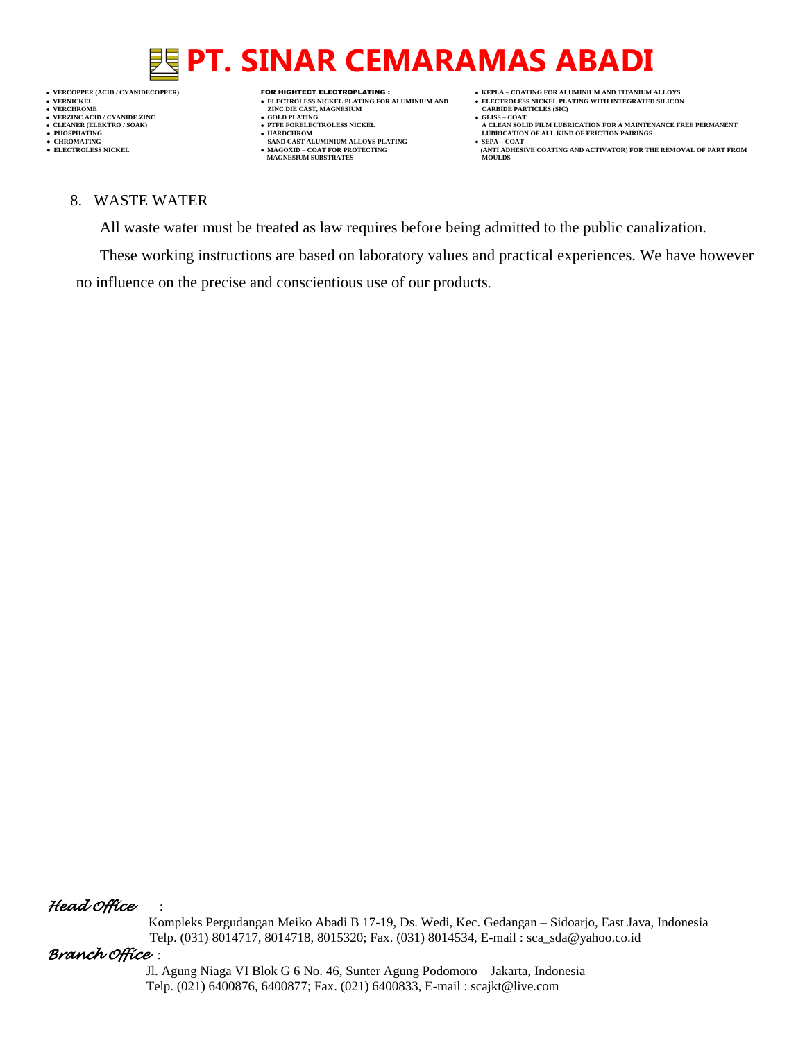8. WASTE WATER

All waste water must be treated as law requires before being admitted to the public canalization.

These working instructions are based on laboratory values and practical experiences. We have however no influence on the precise and conscientious use of our products.